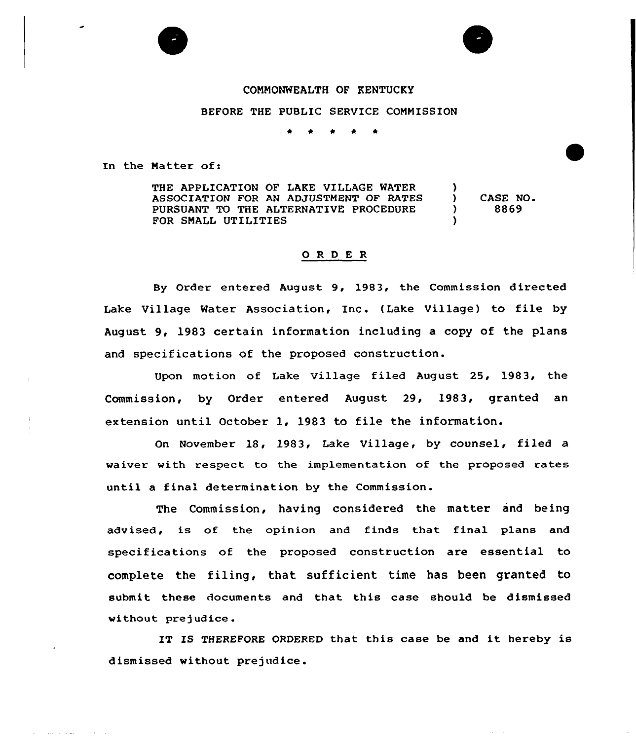COMMONWEALTH OF KENTUCKY

BEFORE THE PUBLIC SERVICE COMMISSION

\* \* \* \* \*

In the Matter of:

THE APPLICATION OF LAKE VILLAGE WATER ASSOCIATION FOR AN ADJUSTMENT OF RATES PURSUANT TO THE ALTERNATIVE PROCEDURE FOR SMALL UTILITIES ) CASE NO. 8869

## O R D E R

By Order entered August 9, 1983, the Commission directed Lake Village Water Association, Inc. (Lake Village) to file by August 9, 1983 certain information including a copy of the plans and specifications of the proposed construction.

Upon motion of Lake Village filed August 25, 1983, the Commission, by Order entered August 29, 1983, granted an extension until October 1, 1983 to file the information.

On November 18, 1983, Lake Village, by counsel, filed a waiver with respect to the implementation of the proposed rates until a final determination by the Commission.

The Commission, having considered the matter and being advised, is of the opinion and finds that final plans and specifications of the proposed construction are essential to complete the filing, that sufficient time has been granted to submit these documents and that this case should be dismissed without prejudice.

IT IS THEREFORE ORDERED that this case be and it hereby is dismissed without prejudice.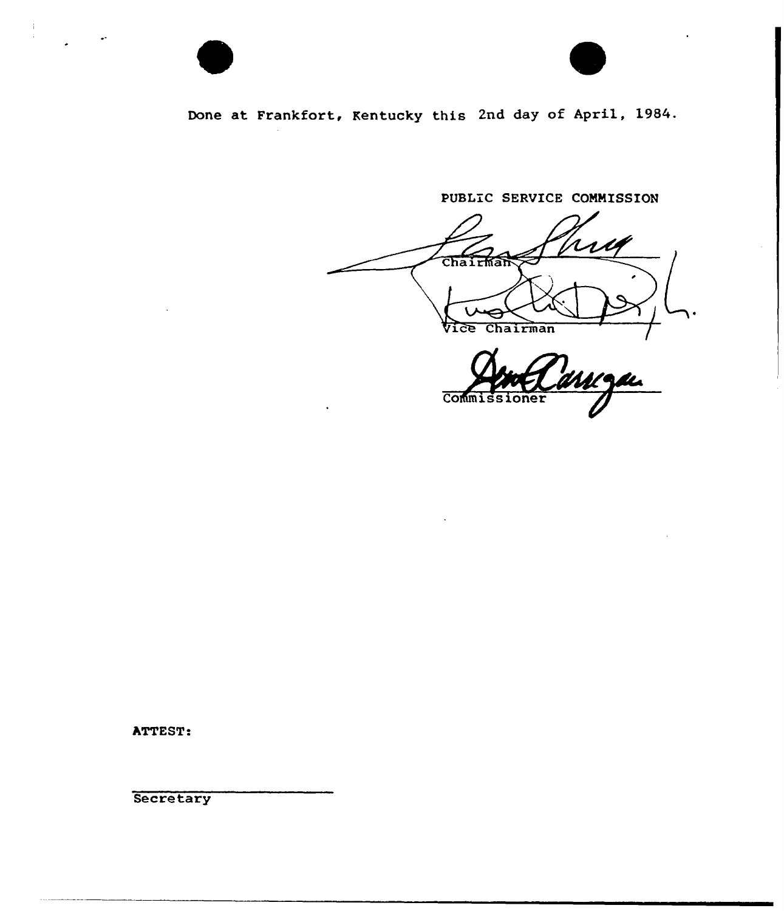Done at Frankfort, Kentucky this 2nd day of April, 1984.

PUBLIC SERVICE COMMISSION

Chairman

Vice Chairman

Commissioner

ATTEST:

Secretary